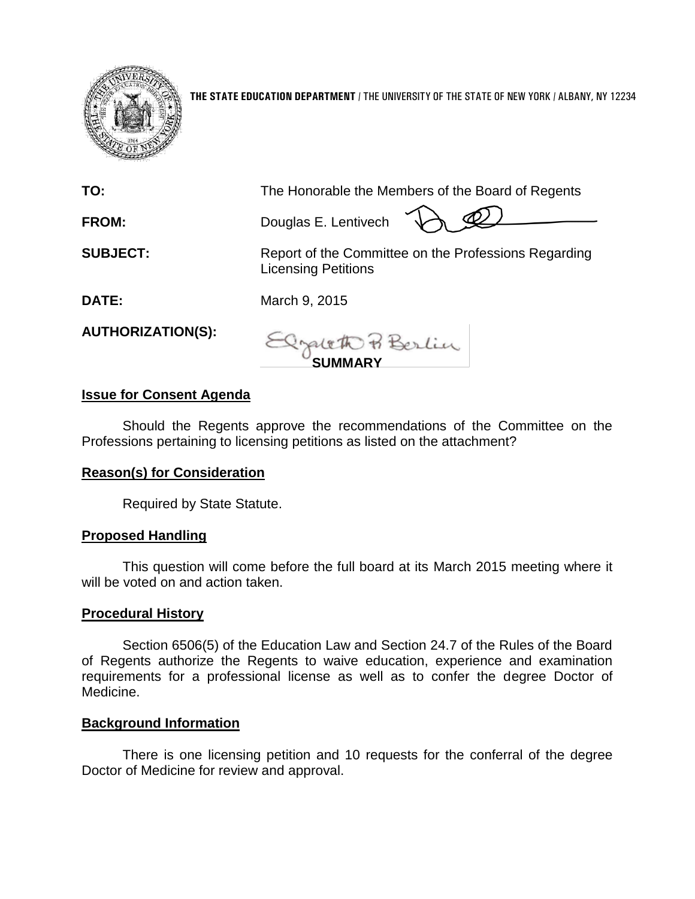**THE STATE EDUCATION DEPARTMENT** / THE UNIVERSITY OF THE STATE OF NEW YORK / ALBANY, NY 12234

**TO:** The Honorable the Members of the Board of Regents

**FROM:** Douglas E. Lentivech

**SUBJECT:** Report of the Committee on the Professions Regarding Licensing Petitions

**DATE:** March 9, 2015

**AUTHORIZATION(S):**

**SUMMARY**

**Issue for Consent Agenda**

Should the Regents approve the recommendations of the Committee on the Professions pertaining to licensing petitions as listed on the attachment?

**Reason(s) for Consideration**

Required by State Statute.

**Proposed Handling**

This question will come before the full board at its March 2015 meeting where it will be voted on and action taken.

**Procedural History**

Section 6506(5) of the Education Law and Section 24.7 of the Rules of the Board of Regents authorize the Regents to waive education, experience and examination requirements for a professional license as well as to confer the degree Doctor of Medicine.

**Background Information**

There is one licensing petition and 10 requests for the conferral of the degree Doctor of Medicine for review and approval.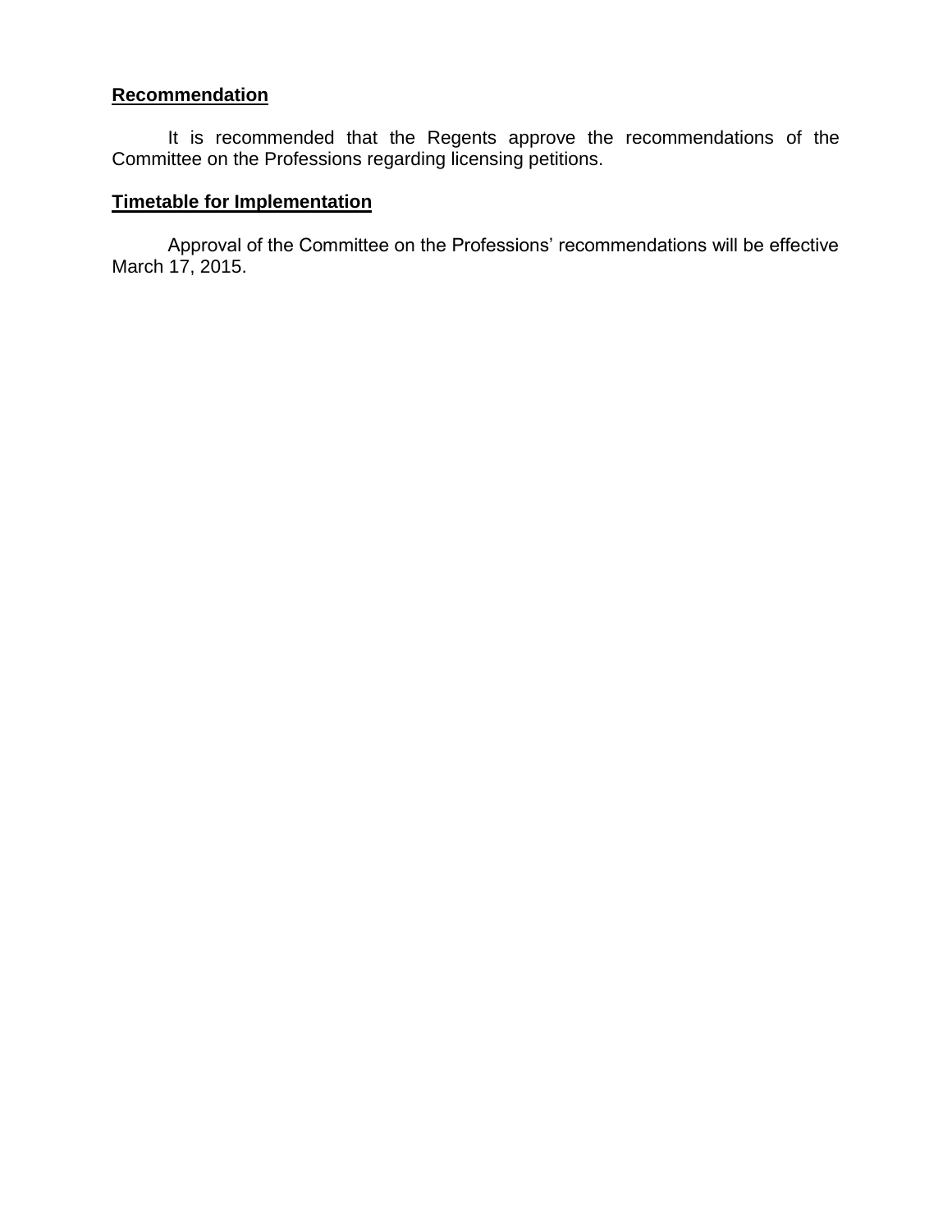**Recommendation**

It is recommended that the Regents approve the recommendations of the Committee on the Professions regarding licensing petitions.

**Timetable for Implementation**

Approval of the Committee on the Professions' recommendations will be effective March 17, 2015.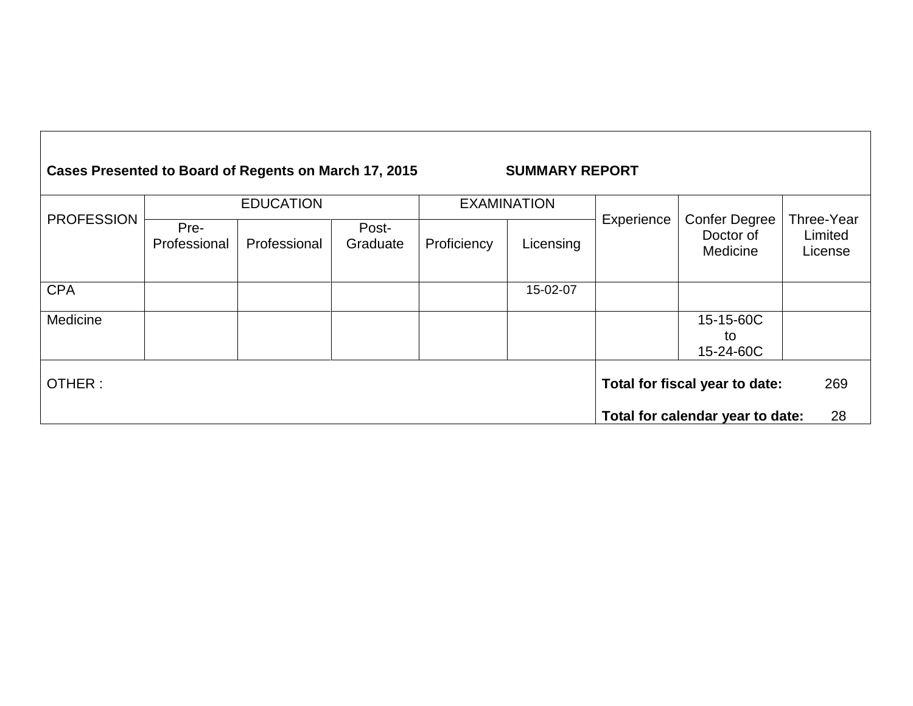**Cases Presented to Board of Regents on March 17, 2015 SUMMARY REPORT**

| PROFESSION | EDUCATION | | | EXAMINATION | | Experience | Confer Degree Doctor of Medicine | Three-Year Limited License |
|---|---|---|---|---|---|---|---|---|
| | Pre-Professional | Professional | Post-Graduate | Proficiency | Licensing | | | |
| CPA | | | | | 15-02-07 | | | |
| Medicine | | | | | | | 15-15-60C to 15-24-60C | |
| OTHER : | | | | | | **Total for fiscal year to date:** 269<br>**Total for calendar year to date:** 28 | | |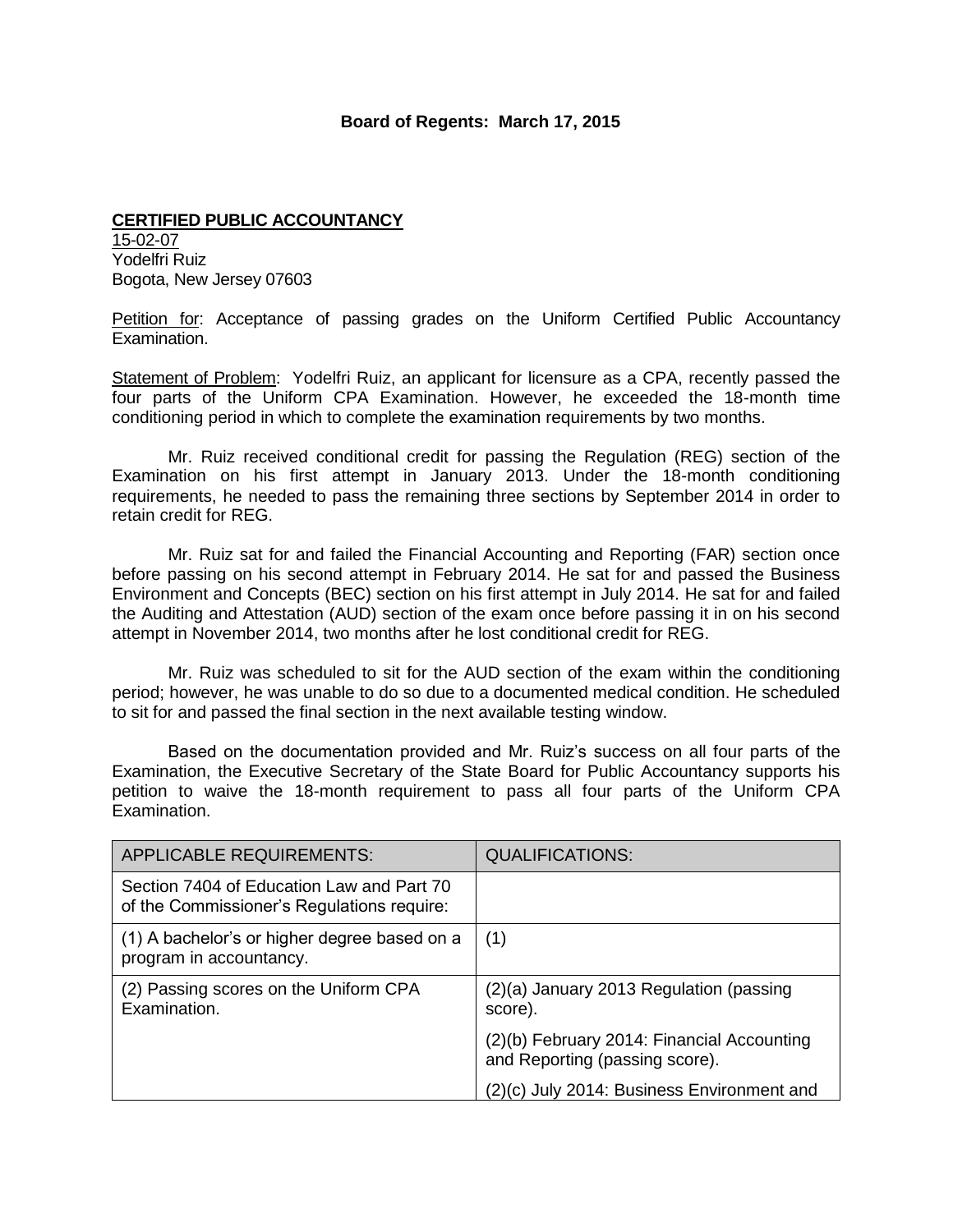**Board of Regents: March 17, 2015**

**CERTIFIED PUBLIC ACCOUNTANCY**
15-02-07
Yodelfri Ruiz
Bogota, New Jersey 07603

Petition for: Acceptance of passing grades on the Uniform Certified Public Accountancy Examination.

Statement of Problem: Yodelfri Ruiz, an applicant for licensure as a CPA, recently passed the four parts of the Uniform CPA Examination. However, he exceeded the 18-month time conditioning period in which to complete the examination requirements by two months.

Mr. Ruiz received conditional credit for passing the Regulation (REG) section of the Examination on his first attempt in January 2013. Under the 18-month conditioning requirements, he needed to pass the remaining three sections by September 2014 in order to retain credit for REG.

Mr. Ruiz sat for and failed the Financial Accounting and Reporting (FAR) section once before passing on his second attempt in February 2014. He sat for and passed the Business Environment and Concepts (BEC) section on his first attempt in July 2014. He sat for and failed the Auditing and Attestation (AUD) section of the exam once before passing it in on his second attempt in November 2014, two months after he lost conditional credit for REG.

Mr. Ruiz was scheduled to sit for the AUD section of the exam within the conditioning period; however, he was unable to do so due to a documented medical condition. He scheduled to sit for and passed the final section in the next available testing window.

Based on the documentation provided and Mr. Ruiz's success on all four parts of the Examination, the Executive Secretary of the State Board for Public Accountancy supports his petition to waive the 18-month requirement to pass all four parts of the Uniform CPA Examination.

| APPLICABLE REQUIREMENTS: | QUALIFICATIONS: |
|---|---|
| Section 7404 of Education Law and Part 70 of the Commissioner's Regulations require: | |
| (1) A bachelor's or higher degree based on a program in accountancy. | (1) |
| (2) Passing scores on the Uniform CPA Examination. | (2)(a) January 2013 Regulation (passing score). |
| | (2)(b) February 2014: Financial Accounting and Reporting (passing score). |
| | (2)(c) July 2014: Business Environment and |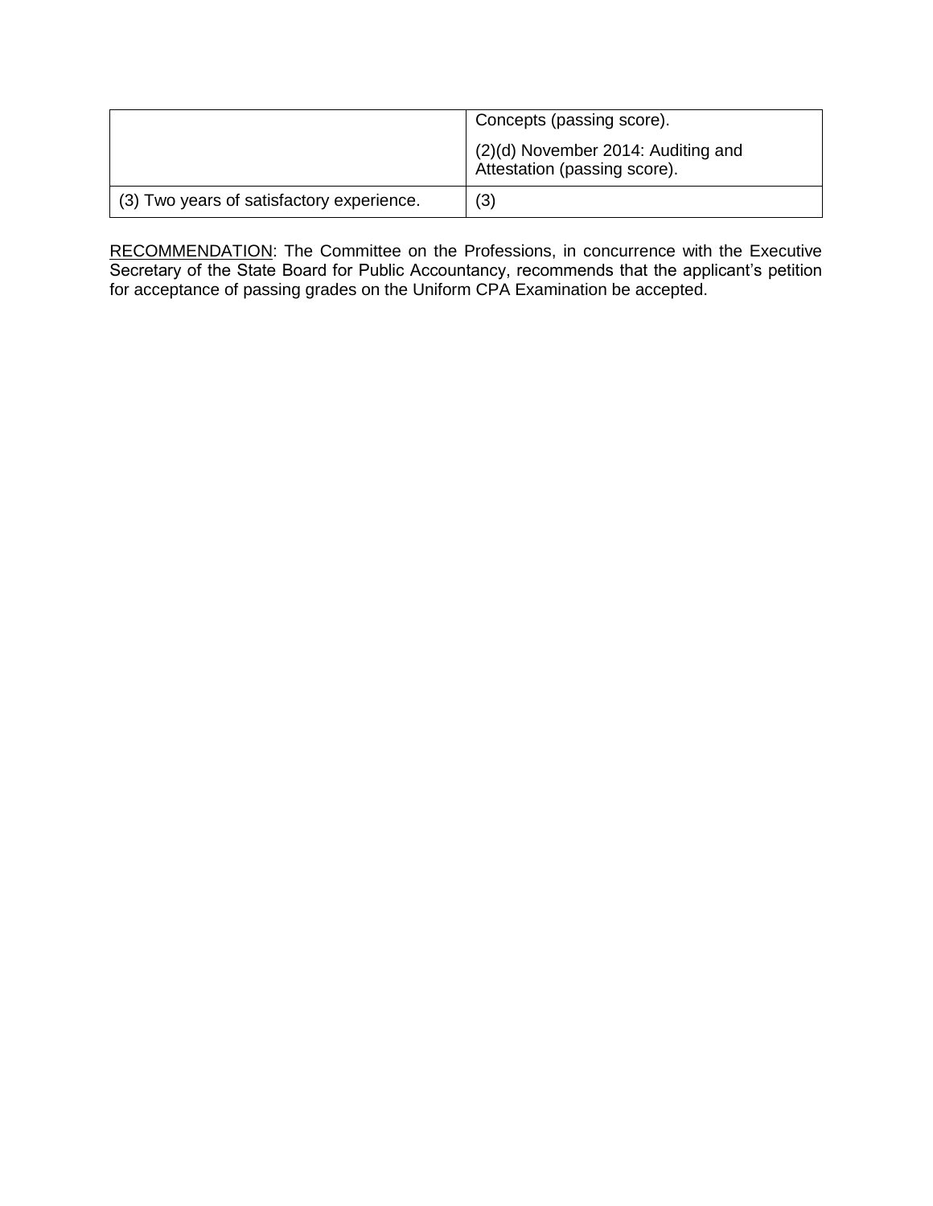| | |
|---|---|
| | Concepts (passing score).<br><br>(2)(d) November 2014: Auditing and Attestation (passing score). |
| (3) Two years of satisfactory experience. | (3) |

RECOMMENDATION: The Committee on the Professions, in concurrence with the Executive Secretary of the State Board for Public Accountancy, recommends that the applicant's petition for acceptance of passing grades on the Uniform CPA Examination be accepted.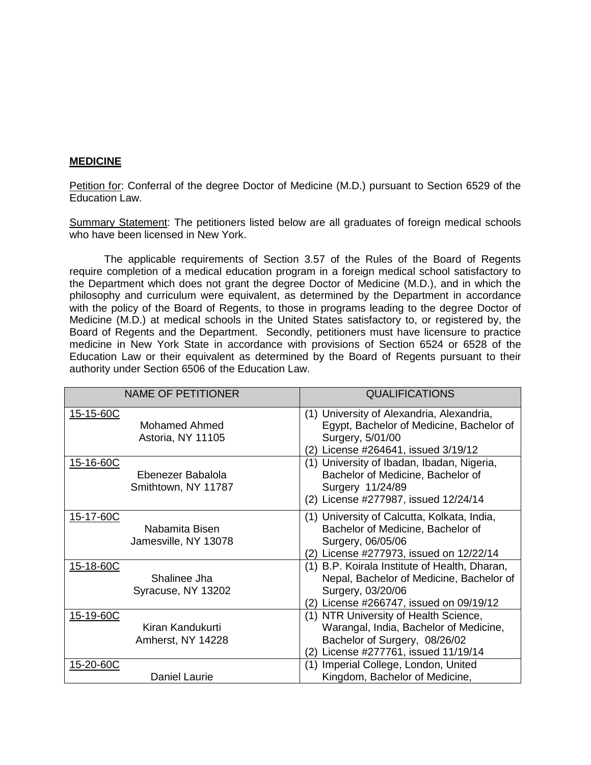**MEDICINE**

Petition for: Conferral of the degree Doctor of Medicine (M.D.) pursuant to Section 6529 of the Education Law.

Summary Statement: The petitioners listed below are all graduates of foreign medical schools who have been licensed in New York.

The applicable requirements of Section 3.57 of the Rules of the Board of Regents require completion of a medical education program in a foreign medical school satisfactory to the Department which does not grant the degree Doctor of Medicine (M.D.), and in which the philosophy and curriculum were equivalent, as determined by the Department in accordance with the policy of the Board of Regents, to those in programs leading to the degree Doctor of Medicine (M.D.) at medical schools in the United States satisfactory to, or registered by, the Board of Regents and the Department. Secondly, petitioners must have licensure to practice medicine in New York State in accordance with provisions of Section 6524 or 6528 of the Education Law or their equivalent as determined by the Board of Regents pursuant to their authority under Section 6506 of the Education Law.

| NAME OF PETITIONER | QUALIFICATIONS |
|---|---|
| 15-15-60C<br>Mohamed Ahmed<br>Astoria, NY 11105 | (1) University of Alexandria, Alexandria, Egypt, Bachelor of Medicine, Bachelor of Surgery, 5/01/00<br>(2) License #264641, issued 3/19/12 |
| 15-16-60C<br>Ebenezer Babalola<br>Smithtown, NY 11787 | (1) University of Ibadan, Ibadan, Nigeria, Bachelor of Medicine, Bachelor of Surgery 11/24/89<br>(2) License #277987, issued 12/24/14 |
| 15-17-60C<br>Nabamita Bisen<br>Jamesville, NY 13078 | (1) University of Calcutta, Kolkata, India, Bachelor of Medicine, Bachelor of Surgery, 06/05/06<br>(2) License #277973, issued on 12/22/14 |
| 15-18-60C<br>Shalinee Jha<br>Syracuse, NY 13202 | (1) B.P. Koirala Institute of Health, Dharan, Nepal, Bachelor of Medicine, Bachelor of Surgery, 03/20/06<br>(2) License #266747, issued on 09/19/12 |
| 15-19-60C<br>Kiran Kandukurti<br>Amherst, NY 14228 | (1) NTR University of Health Science, Warangal, India, Bachelor of Medicine, Bachelor of Surgery, 08/26/02<br>(2) License #277761, issued 11/19/14 |
| 15-20-60C<br>Daniel Laurie | (1) Imperial College, London, United Kingdom, Bachelor of Medicine, |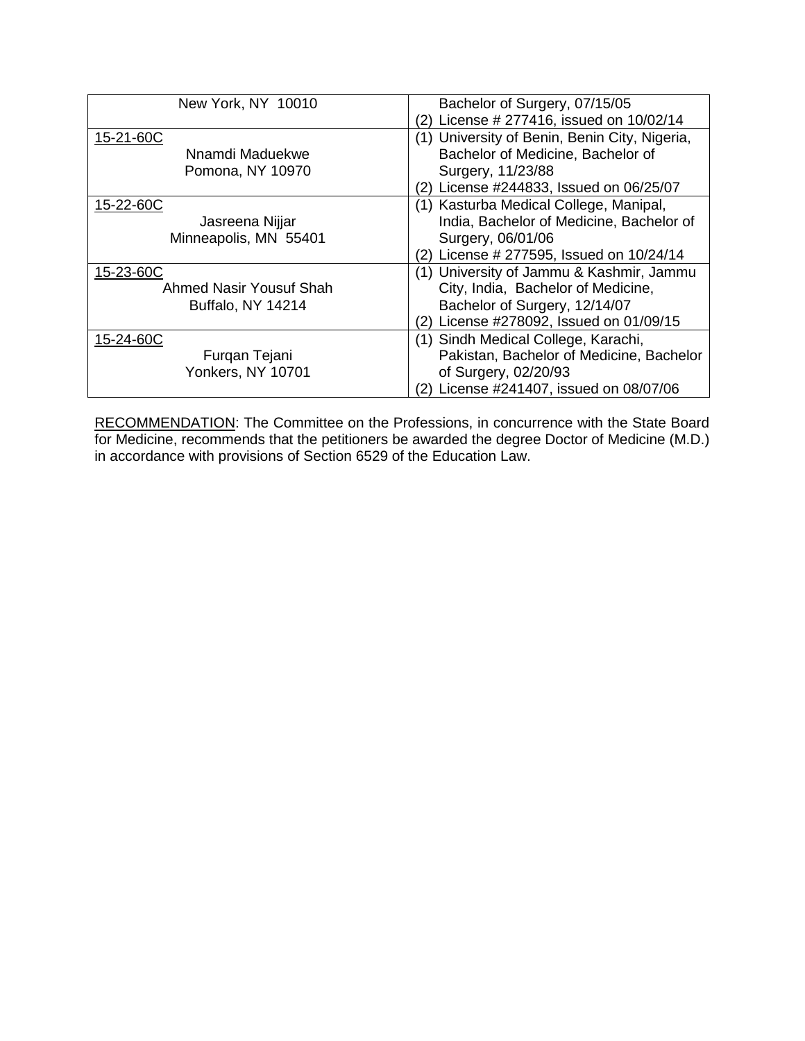| | |
|---|---|
| New York, NY 10010 | Bachelor of Surgery, 07/15/05<br>(2) License # 277416, issued on 10/02/14 |
| 15-21-60C<br>Nnamdi Maduekwe<br>Pomona, NY 10970 | (1) University of Benin, Benin City, Nigeria, Bachelor of Medicine, Bachelor of Surgery, 11/23/88<br>(2) License #244833, Issued on 06/25/07 |
| 15-22-60C<br>Jasreena Nijjar<br>Minneapolis, MN 55401 | (1) Kasturba Medical College, Manipal, India, Bachelor of Medicine, Bachelor of Surgery, 06/01/06<br>(2) License # 277595, Issued on 10/24/14 |
| 15-23-60C<br>Ahmed Nasir Yousuf Shah<br>Buffalo, NY 14214 | (1) University of Jammu & Kashmir, Jammu City, India, Bachelor of Medicine, Bachelor of Surgery, 12/14/07<br>(2) License #278092, Issued on 01/09/15 |
| 15-24-60C<br>Furqan Tejani<br>Yonkers, NY 10701 | (1) Sindh Medical College, Karachi, Pakistan, Bachelor of Medicine, Bachelor of Surgery, 02/20/93<br>(2) License #241407, issued on 08/07/06 |

RECOMMENDATION: The Committee on the Professions, in concurrence with the State Board for Medicine, recommends that the petitioners be awarded the degree Doctor of Medicine (M.D.) in accordance with provisions of Section 6529 of the Education Law.